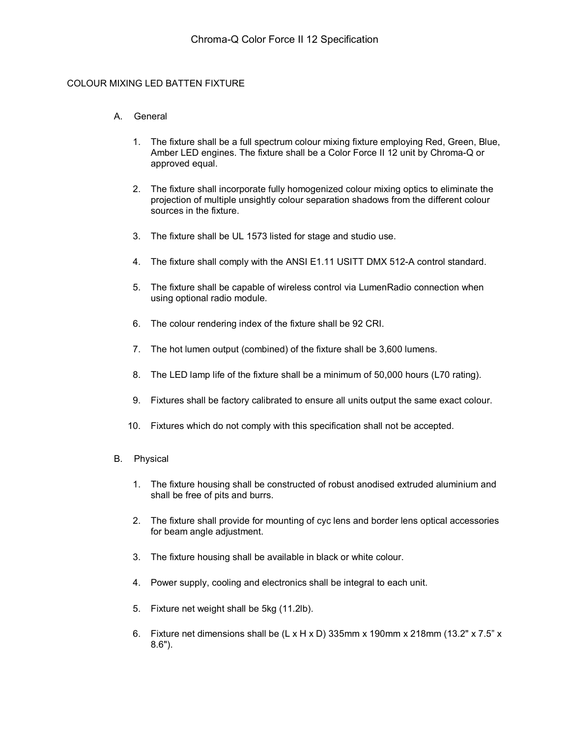# Chroma-Q Color Force II 12 Specification

## COLOUR MIXING LED BATTEN FIXTURE

### A. General

1. The fixture shall be a full spectrum colour mixing fixture employing Red, Green, Blue, Amber LED engines. The fixture shall be a Color Force II 12 unit by Chroma-Q or approved equal.
2. The fixture shall incorporate fully homogenized colour mixing optics to eliminate the projection of multiple unsightly colour separation shadows from the different colour sources in the fixture.
3. The fixture shall be UL 1573 listed for stage and studio use.
4. The fixture shall comply with the ANSI E1.11 USITT DMX 512-A control standard.
5. The fixture shall be capable of wireless control via LumenRadio connection when using optional radio module.
6. The colour rendering index of the fixture shall be 92 CRI.
7. The hot lumen output (combined) of the fixture shall be 3,600 lumens.
8. The LED lamp life of the fixture shall be a minimum of 50,000 hours (L70 rating).
9. Fixtures shall be factory calibrated to ensure all units output the same exact colour.
10. Fixtures which do not comply with this specification shall not be accepted.

### B. Physical

1. The fixture housing shall be constructed of robust anodised extruded aluminium and shall be free of pits and burrs.
2. The fixture shall provide for mounting of cyc lens and border lens optical accessories for beam angle adjustment.
3. The fixture housing shall be available in black or white colour.
4. Power supply, cooling and electronics shall be integral to each unit.
5. Fixture net weight shall be 5kg (11.2lb).
6. Fixture net dimensions shall be (L x H x D) 335mm x 190mm x 218mm (13.2" x 7.5" x 8.6").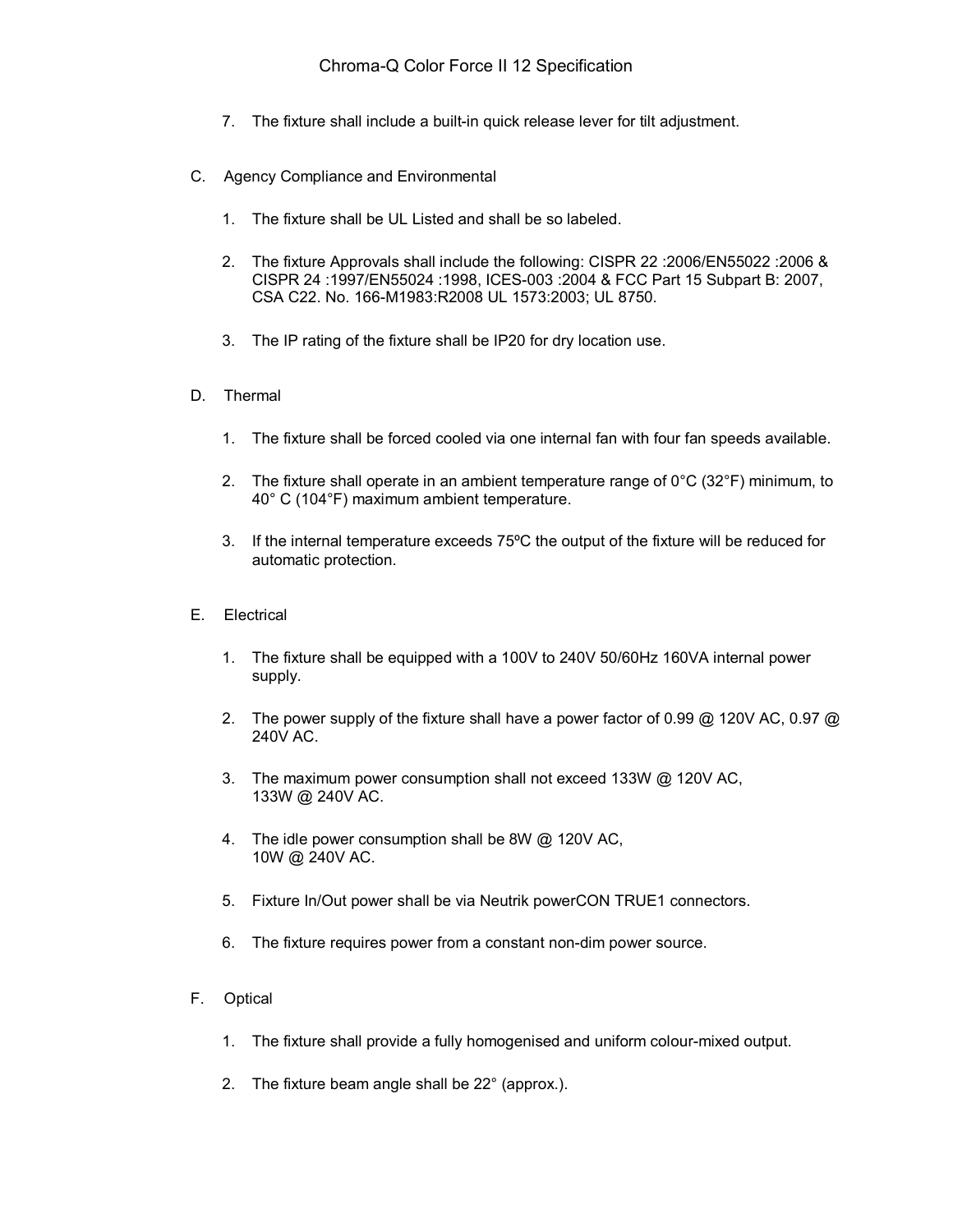7. The fixture shall include a built-in quick release lever for tilt adjustment.

C. Agency Compliance and Environmental

1. The fixture shall be UL Listed and shall be so labeled.

2. The fixture Approvals shall include the following: CISPR 22 :2006/EN55022 :2006 & CISPR 24 :1997/EN55024 :1998, ICES-003 :2004 & FCC Part 15 Subpart B: 2007, CSA C22. No. 166-M1983:R2008 UL 1573:2003; UL 8750.

3. The IP rating of the fixture shall be IP20 for dry location use.

D. Thermal

1. The fixture shall be forced cooled via one internal fan with four fan speeds available.

2. The fixture shall operate in an ambient temperature range of 0°C (32°F) minimum, to 40° C (104°F) maximum ambient temperature.

3. If the internal temperature exceeds 75ºC the output of the fixture will be reduced for automatic protection.

E. Electrical

1. The fixture shall be equipped with a 100V to 240V 50/60Hz 160VA internal power supply.

2. The power supply of the fixture shall have a power factor of 0.99 @ 120V AC, 0.97 @ 240V AC.

3. The maximum power consumption shall not exceed 133W @ 120V AC, 133W @ 240V AC.

4. The idle power consumption shall be 8W @ 120V AC, 10W @ 240V AC.

5. Fixture In/Out power shall be via Neutrik powerCON TRUE1 connectors.

6. The fixture requires power from a constant non-dim power source.

F. Optical

1. The fixture shall provide a fully homogenised and uniform colour-mixed output.

2. The fixture beam angle shall be 22° (approx.).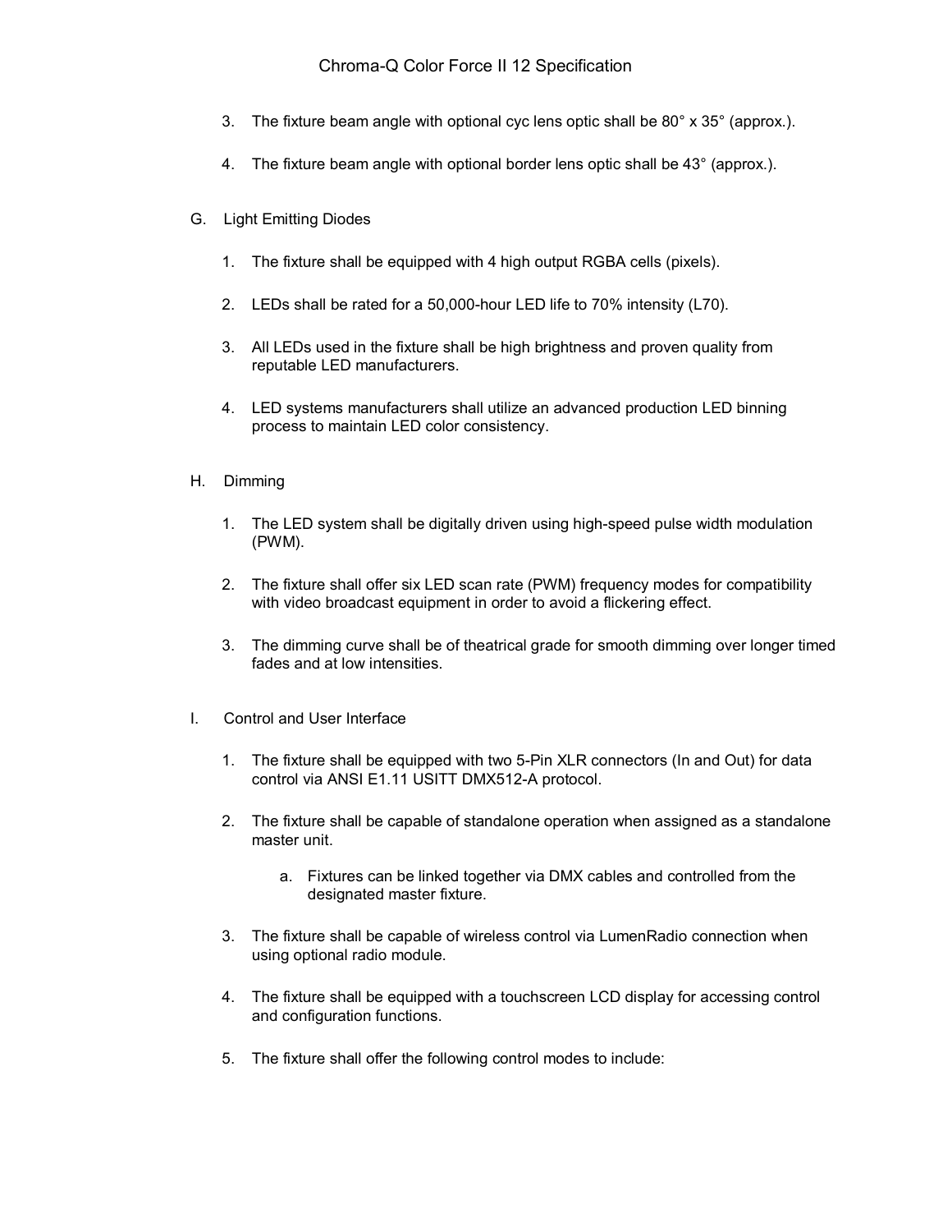3. The fixture beam angle with optional cyc lens optic shall be 80° x 35° (approx.).

4. The fixture beam angle with optional border lens optic shall be 43° (approx.).

G. Light Emitting Diodes

1. The fixture shall be equipped with 4 high output RGBA cells (pixels).

2. LEDs shall be rated for a 50,000-hour LED life to 70% intensity (L70).

3. All LEDs used in the fixture shall be high brightness and proven quality from reputable LED manufacturers.

4. LED systems manufacturers shall utilize an advanced production LED binning process to maintain LED color consistency.

H. Dimming

1. The LED system shall be digitally driven using high-speed pulse width modulation (PWM).

2. The fixture shall offer six LED scan rate (PWM) frequency modes for compatibility with video broadcast equipment in order to avoid a flickering effect.

3. The dimming curve shall be of theatrical grade for smooth dimming over longer timed fades and at low intensities.

I. Control and User Interface

1. The fixture shall be equipped with two 5-Pin XLR connectors (In and Out) for data control via ANSI E1.11 USITT DMX512-A protocol.

2. The fixture shall be capable of standalone operation when assigned as a standalone master unit.

   a. Fixtures can be linked together via DMX cables and controlled from the designated master fixture.

3. The fixture shall be capable of wireless control via LumenRadio connection when using optional radio module.

4. The fixture shall be equipped with a touchscreen LCD display for accessing control and configuration functions.

5. The fixture shall offer the following control modes to include: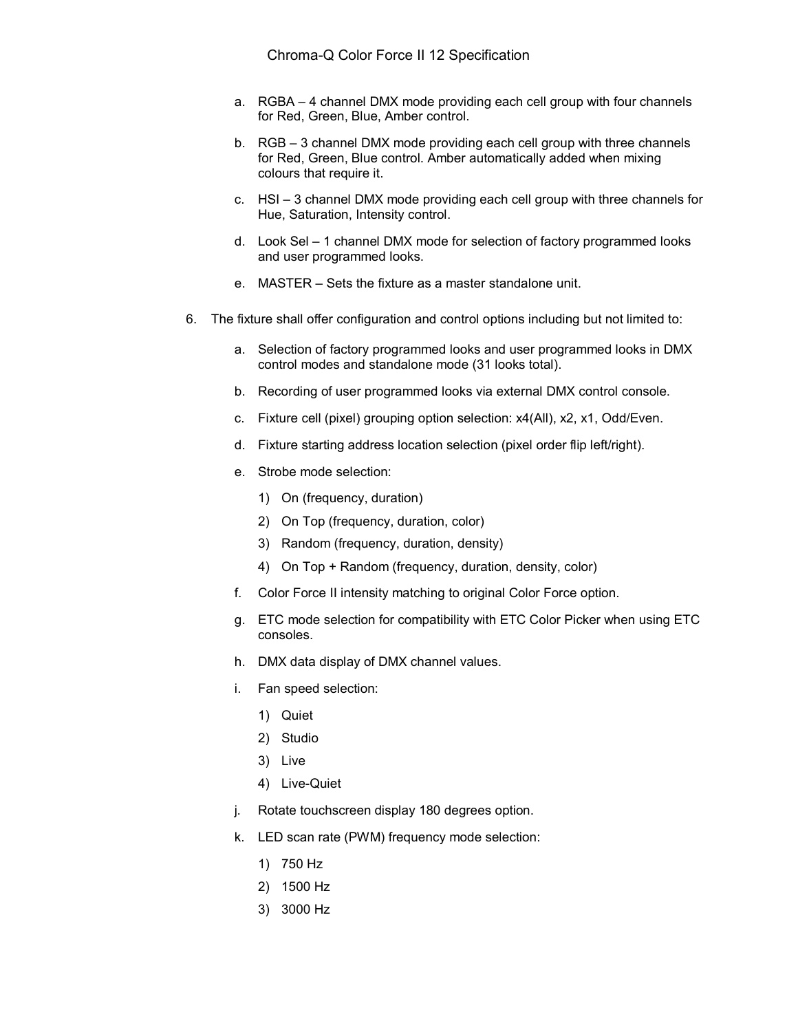a. RGBA – 4 channel DMX mode providing each cell group with four channels for Red, Green, Blue, Amber control.

b. RGB – 3 channel DMX mode providing each cell group with three channels for Red, Green, Blue control. Amber automatically added when mixing colours that require it.

c. HSI – 3 channel DMX mode providing each cell group with three channels for Hue, Saturation, Intensity control.

d. Look Sel – 1 channel DMX mode for selection of factory programmed looks and user programmed looks.

e. MASTER – Sets the fixture as a master standalone unit.

6. The fixture shall offer configuration and control options including but not limited to:

   a. Selection of factory programmed looks and user programmed looks in DMX control modes and standalone mode (31 looks total).

   b. Recording of user programmed looks via external DMX control console.

   c. Fixture cell (pixel) grouping option selection: x4(All), x2, x1, Odd/Even.

   d. Fixture starting address location selection (pixel order flip left/right).

   e. Strobe mode selection:

      1) On (frequency, duration)

      2) On Top (frequency, duration, color)

      3) Random (frequency, duration, density)

      4) On Top + Random (frequency, duration, density, color)

   f. Color Force II intensity matching to original Color Force option.

   g. ETC mode selection for compatibility with ETC Color Picker when using ETC consoles.

   h. DMX data display of DMX channel values.

   i. Fan speed selection:

      1) Quiet

      2) Studio

      3) Live

      4) Live-Quiet

   j. Rotate touchscreen display 180 degrees option.

   k. LED scan rate (PWM) frequency mode selection:

      1) 750 Hz

      2) 1500 Hz

      3) 3000 Hz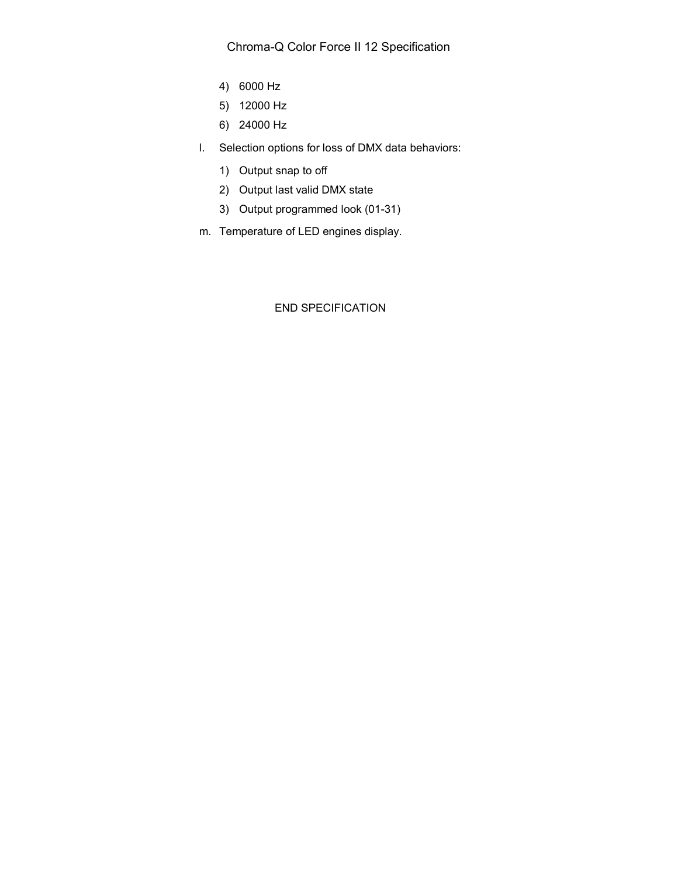4) 6000 Hz
5) 12000 Hz
6) 24000 Hz

l. Selection options for loss of DMX data behaviors:

1) Output snap to off
2) Output last valid DMX state
3) Output programmed look (01-31)

m. Temperature of LED engines display.

END SPECIFICATION